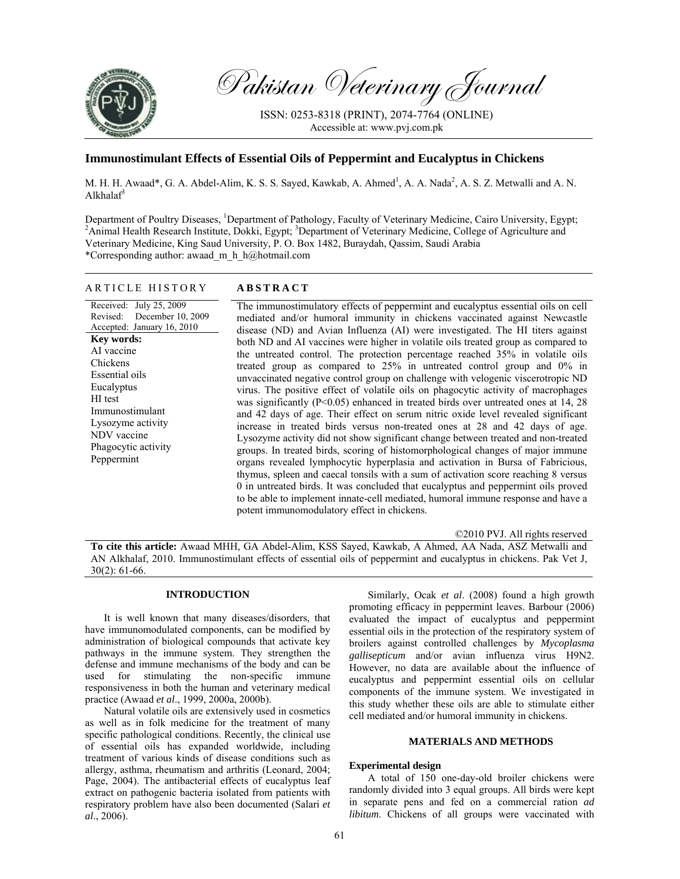Pakistan Veterinary Journal

ISSN: 0253-8318 (PRINT), 2074-7764 (ONLINE)
Accessible at: www.pvj.com.pk

# Immunostimulant Effects of Essential Oils of Peppermint and Eucalyptus in Chickens

M. H. H. Awaad*, G. A. Abdel-Alim, K. S. S. Sayed, Kawkab, A. Ahmed[1], A. A. Nada[2], A. S. Z. Metwalli and A. N. Alkhalaf[3]

Department of Poultry Diseases, [1]Department of Pathology, Faculty of Veterinary Medicine, Cairo University, Egypt; [2]Animal Health Research Institute, Dokki, Egypt; [3]Department of Veterinary Medicine, College of Agriculture and Veterinary Medicine, King Saud University, P. O. Box 1482, Buraydah, Qassim, Saudi Arabia
*Corresponding author: awaad_m_h_h@hotmail.com

## ARTICLE HISTORY

Received: July 25, 2009
Revised: December 10, 2009
Accepted: January 16, 2010

**Key words:**
AI vaccine
Chickens
Essential oils
Eucalyptus
HI test
Immunostimulant
Lysozyme activity
NDV vaccine
Phagocytic activity
Peppermint

## ABSTRACT

The immunostimulatory effects of peppermint and eucalyptus essential oils on cell mediated and/or humoral immunity in chickens vaccinated against Newcastle disease (ND) and Avian Influenza (AI) were investigated. The HI titers against both ND and AI vaccines were higher in volatile oils treated group as compared to the untreated control. The protection percentage reached 35% in volatile oils treated group as compared to 25% in untreated control group and 0% in unvaccinated negative control group on challenge with velogenic viscerotropic ND virus. The positive effect of volatile oils on phagocytic activity of macrophages was significantly ($P<0.05$) enhanced in treated birds over untreated ones at 14, 28 and 42 days of age. Their effect on serum nitric oxide level revealed significant increase in treated birds versus non-treated ones at 28 and 42 days of age. Lysozyme activity did not show significant change between treated and non-treated groups. In treated birds, scoring of histomorphological changes of major immune organs revealed lymphocytic hyperplasia and activation in Bursa of Fabricious, thymus, spleen and caecal tonsils with a sum of activation score reaching 8 versus 0 in untreated birds. It was concluded that eucalyptus and peppermint oils proved to be able to implement innate-cell mediated, humoral immune response and have a potent immunomodulatory effect in chickens.

©2010 PVJ. All rights reserved

**To cite this article:** Awaad MHH, GA Abdel-Alim, KSS Sayed, Kawkab, A Ahmed, AA Nada, ASZ Metwalli and AN Alkhalaf, 2010. Immunostimulant effects of essential oils of peppermint and eucalyptus in chickens. Pak Vet J, 30(2): 61-66.

## INTRODUCTION

It is well known that many diseases/disorders, that have immunomodulated components, can be modified by administration of biological compounds that activate key pathways in the immune system. They strengthen the defense and immune mechanisms of the body and can be used for stimulating the non-specific immune responsiveness in both the human and veterinary medical practice (Awaad *et al*., 1999, 2000a, 2000b).

Natural volatile oils are extensively used in cosmetics as well as in folk medicine for the treatment of many specific pathological conditions. Recently, the clinical use of essential oils has expanded worldwide, including treatment of various kinds of disease conditions such as allergy, asthma, rheumatism and arthritis (Leonard, 2004; Page, 2004). The antibacterial effects of eucalyptus leaf extract on pathogenic bacteria isolated from patients with respiratory problem have also been documented (Salari *et al*., 2006).

Similarly, Ocak *et al*. (2008) found a high growth promoting efficacy in peppermint leaves. Barbour (2006) evaluated the impact of eucalyptus and peppermint essential oils in the protection of the respiratory system of broilers against controlled challenges by *Mycoplasma gallisepticum* and/or avian influenza virus H9N2. However, no data are available about the influence of eucalyptus and peppermint essential oils on cellular components of the immune system. We investigated in this study whether these oils are able to stimulate either cell mediated and/or humoral immunity in chickens.

## MATERIALS AND METHODS

### Experimental design

A total of 150 one-day-old broiler chickens were randomly divided into 3 equal groups. All birds were kept in separate pens and fed on a commercial ration *ad libitum*. Chickens of all groups were vaccinated with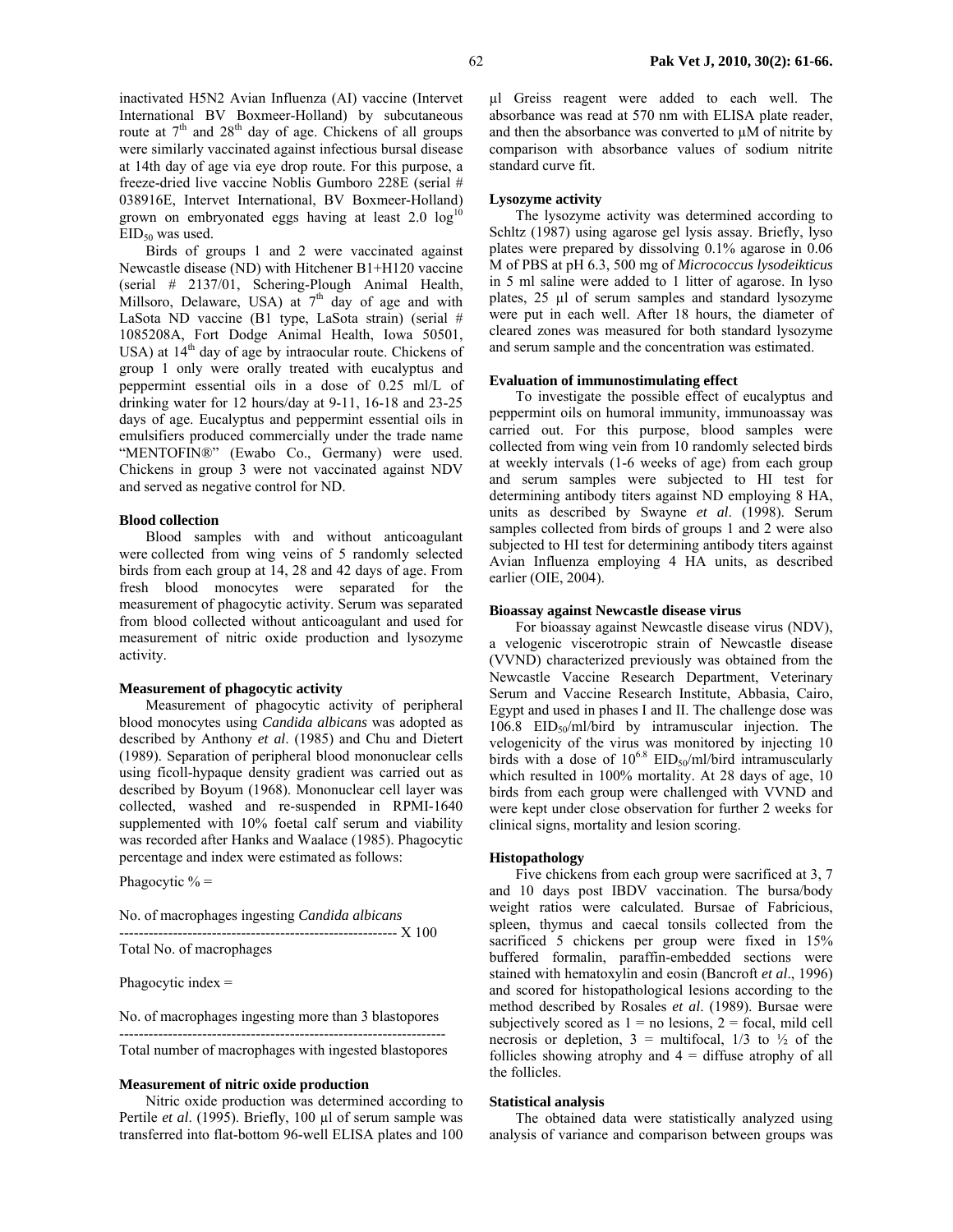inactivated H5N2 Avian Influenza (AI) vaccine (Intervet International BV Boxmeer-Holland) by subcutaneous route at 7[th] and 28[th] day of age. Chickens of all groups were similarly vaccinated against infectious bursal disease at 14th day of age via eye drop route. For this purpose, a freeze-dried live vaccine Noblis Gumboro 228E (serial # 038916E, Intervet International, BV Boxmeer-Holland) grown on embryonated eggs having at least 2.0 $\log^{10}$ $EID_{50}$ was used.

Birds of groups 1 and 2 were vaccinated against Newcastle disease (ND) with Hitchener B1+H120 vaccine (serial # 2137/01, Schering-Plough Animal Health, Millsoro, Delaware, USA) at 7[th] day of age and with LaSota ND vaccine (B1 type, LaSota strain) (serial # 1085208A, Fort Dodge Animal Health, Iowa 50501, USA) at 14[th] day of age by intraocular route. Chickens of group 1 only were orally treated with eucalyptus and peppermint essential oils in a dose of 0.25 ml/L of drinking water for 12 hours/day at 9-11, 16-18 and 23-25 days of age. Eucalyptus and peppermint essential oils in emulsifiers produced commercially under the trade name "MENTOFIN®" (Ewabo Co., Germany) were used. Chickens in group 3 were not vaccinated against NDV and served as negative control for ND.

### Blood collection

Blood samples with and without anticoagulant were collected from wing veins of 5 randomly selected birds from each group at 14, 28 and 42 days of age. From fresh blood monocytes were separated for the measurement of phagocytic activity. Serum was separated from blood collected without anticoagulant and used for measurement of nitric oxide production and lysozyme activity.

### Measurement of phagocytic activity

Measurement of phagocytic activity of peripheral blood monocytes using *Candida albicans* was adopted as described by Anthony *et al*. (1985) and Chu and Dietert (1989). Separation of peripheral blood mononuclear cells using ficoll-hypaque density gradient was carried out as described by Boyum (1968). Mononuclear cell layer was collected, washed and re-suspended in RPMI-1640 supplemented with 10% foetal calf serum and viability was recorded after Hanks and Waalace (1985). Phagocytic percentage and index were estimated as follows:

$$\text{Phagocytic \%} = \frac{\text{No. of macrophages ingesting } \textit{Candida albicans}}{\text{Total No. of macrophages}} \times 100$$

$$\text{Phagocytic index} = \frac{\text{No. of macrophages ingesting more than 3 blastopores}}{\text{Total number of macrophages with ingested blastopores}}$$

### Measurement of nitric oxide production

Nitric oxide production was determined according to Pertile *et al*. (1995). Briefly, 100 µl of serum sample was transferred into flat-bottom 96-well ELISA plates and 100 µl Greiss reagent were added to each well. The absorbance was read at 570 nm with ELISA plate reader, and then the absorbance was converted to µM of nitrite by comparison with absorbance values of sodium nitrite standard curve fit.

### Lysozyme activity

The lysozyme activity was determined according to Schltz (1987) using agarose gel lysis assay. Briefly, lyso plates were prepared by dissolving 0.1% agarose in 0.06 M of PBS at pH 6.3, 500 mg of *Micrococcus lysodeikticus* in 5 ml saline were added to 1 litter of agarose. In lyso plates, 25 µl of serum samples and standard lysozyme were put in each well. After 18 hours, the diameter of cleared zones was measured for both standard lysozyme and serum sample and the concentration was estimated.

### Evaluation of immunostimulating effect

To investigate the possible effect of eucalyptus and peppermint oils on humoral immunity, immunoassay was carried out. For this purpose, blood samples were collected from wing vein from 10 randomly selected birds at weekly intervals (1-6 weeks of age) from each group and serum samples were subjected to HI test for determining antibody titers against ND employing 8 HA, units as described by Swayne *et al*. (1998). Serum samples collected from birds of groups 1 and 2 were also subjected to HI test for determining antibody titers against Avian Influenza employing 4 HA units, as described earlier (OIE, 2004).

### Bioassay against Newcastle disease virus

For bioassay against Newcastle disease virus (NDV), a velogenic viscerotropic strain of Newcastle disease (VVND) characterized previously was obtained from the Newcastle Vaccine Research Department, Veterinary Serum and Vaccine Research Institute, Abbasia, Cairo, Egypt and used in phases I and II. The challenge dose was 106.8 $EID_{50}$/ml/bird by intramuscular injection. The velogenicity of the virus was monitored by injecting 10 birds with a dose of $10^{6.8}$ $EID_{50}$/ml/bird intramuscularly which resulted in 100% mortality. At 28 days of age, 10 birds from each group were challenged with VVND and were kept under close observation for further 2 weeks for clinical signs, mortality and lesion scoring.

### Histopathology

Five chickens from each group were sacrificed at 3, 7 and 10 days post IBDV vaccination. The bursa/body weight ratios were calculated. Bursae of Fabricious, spleen, thymus and caecal tonsils collected from the sacrificed 5 chickens per group were fixed in 15% buffered formalin, paraffin-embedded sections were stained with hematoxylin and eosin (Bancroft *et al*., 1996) and scored for histopathological lesions according to the method described by Rosales *et al*. (1989). Bursae were subjectively scored as 1 = no lesions, 2 = focal, mild cell necrosis or depletion, 3 = multifocal, 1/3 to ½ of the follicles showing atrophy and 4 = diffuse atrophy of all the follicles.

### Statistical analysis

The obtained data were statistically analyzed using analysis of variance and comparison between groups was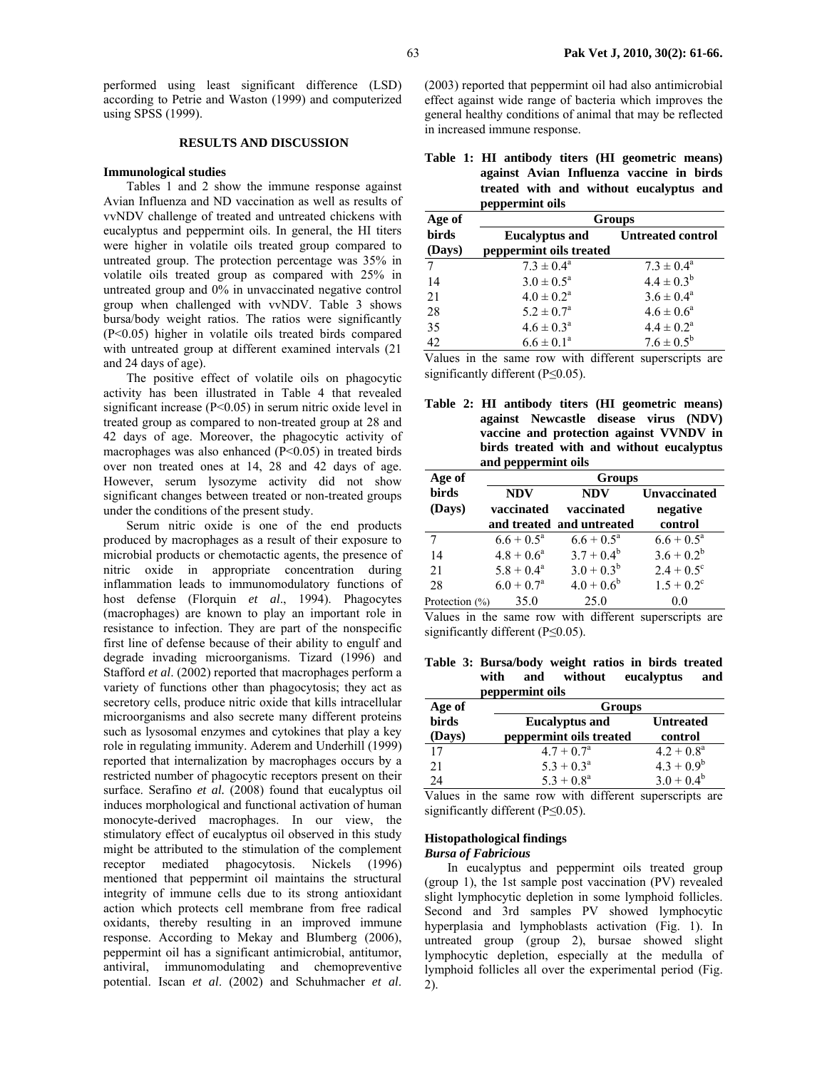performed using least significant difference (LSD) according to Petrie and Waston (1999) and computerized using SPSS (1999).

## RESULTS AND DISCUSSION

### Immunological studies

Tables 1 and 2 show the immune response against Avian Influenza and ND vaccination as well as results of vvNDV challenge of treated and untreated chickens with eucalyptus and peppermint oils. In general, the HI titers were higher in volatile oils treated group compared to untreated group. The protection percentage was 35% in volatile oils treated group as compared with 25% in untreated group and 0% in unvaccinated negative control group when challenged with vvNDV. Table 3 shows bursa/body weight ratios. The ratios were significantly ($P<0.05$) higher in volatile oils treated birds compared with untreated group at different examined intervals (21 and 24 days of age).

The positive effect of volatile oils on phagocytic activity has been illustrated in Table 4 that revealed significant increase ($P<0.05$) in serum nitric oxide level in treated group as compared to non-treated group at 28 and 42 days of age. Moreover, the phagocytic activity of macrophages was also enhanced ($P<0.05$) in treated birds over non treated ones at 14, 28 and 42 days of age. However, serum lysozyme activity did not show significant changes between treated or non-treated groups under the conditions of the present study.

Serum nitric oxide is one of the end products produced by macrophages as a result of their exposure to microbial products or chemotactic agents, the presence of nitric oxide in appropriate concentration during inflammation leads to immunomodulatory functions of host defense (Florquin *et al*., 1994). Phagocytes (macrophages) are known to play an important role in resistance to infection. They are part of the nonspecific first line of defense because of their ability to engulf and degrade invading microorganisms. Tizard (1996) and Stafford *et al*. (2002) reported that macrophages perform a variety of functions other than phagocytosis; they act as secretory cells, produce nitric oxide that kills intracellular microorganisms and also secrete many different proteins such as lysosomal enzymes and cytokines that play a key role in regulating immunity. Aderem and Underhill (1999) reported that internalization by macrophages occurs by a restricted number of phagocytic receptors present on their surface. Serafino *et al.* (2008) found that eucalyptus oil induces morphological and functional activation of human monocyte-derived macrophages. In our view, the stimulatory effect of eucalyptus oil observed in this study might be attributed to the stimulation of the complement receptor mediated phagocytosis. Nickels (1996) mentioned that peppermint oil maintains the structural integrity of immune cells due to its strong antioxidant action which protects cell membrane from free radical oxidants, thereby resulting in an improved immune response. According to Mekay and Blumberg (2006), peppermint oil has a significant antimicrobial, antitumor, antiviral, immunomodulating and chemopreventive potential. Iscan *et al*. (2002) and Schuhmacher *et al*. (2003) reported that peppermint oil had also antimicrobial effect against wide range of bacteria which improves the general healthy conditions of animal that may be reflected in increased immune response.

**Table 1: HI antibody titers (HI geometric means) against Avian Influenza vaccine in birds treated with and without eucalyptus and peppermint oils**

| Age of birds (Days) | Groups | |
|---|---|---|
| | Eucalyptus and peppermint oils treated | Untreated control |
| 7 | $7.3 \pm 0.4^a$ | $7.3 \pm 0.4^a$ |
| 14 | $3.0 \pm 0.5^a$ | $4.4 \pm 0.3^b$ |
| 21 | $4.0 \pm 0.2^a$ | $3.6 \pm 0.4^a$ |
| 28 | $5.2 \pm 0.7^a$ | $4.6 \pm 0.6^a$ |
| 35 | $4.6 \pm 0.3^a$ | $4.4 \pm 0.2^a$ |
| 42 | $6.6 \pm 0.1^a$ | $7.6 \pm 0.5^b$ |

Values in the same row with different superscripts are significantly different ($P\leq0.05$).

**Table 2: HI antibody titers (HI geometric means) against Newcastle disease virus (NDV) vaccine and protection against VVNDV in birds treated with and without eucalyptus and peppermint oils**

| Age of birds (Days) | Groups | | |
|---|---|---|---|
| | NDV vaccinated and treated | NDV vaccinated and untreated | Unvaccinated negative control |
| 7 | $6.6 + 0.5^a$ | $6.6 + 0.5^a$ | $6.6 + 0.5^a$ |
| 14 | $4.8 + 0.6^a$ | $3.7 + 0.4^b$ | $3.6 + 0.2^b$ |
| 21 | $5.8 + 0.4^a$ | $3.0 + 0.3^b$ | $2.4 + 0.5^c$ |
| 28 | $6.0 + 0.7^a$ | $4.0 + 0.6^b$ | $1.5 + 0.2^c$ |
| Protection (%) | 35.0 | 25.0 | 0.0 |

Values in the same row with different superscripts are significantly different ($P\leq0.05$).

**Table 3: Bursa/body weight ratios in birds treated with and without eucalyptus and peppermint oils**

| Age of birds (Days) | Groups | |
|---|---|---|
| | Eucalyptus and peppermint oils treated | Untreated control |
| 17 | $4.7 + 0.7^a$ | $4.2 + 0.8^a$ |
| 21 | $5.3 + 0.3^a$ | $4.3 + 0.9^b$ |
| 24 | $5.3 + 0.8^a$ | $3.0 + 0.4^b$ |

Values in the same row with different superscripts are significantly different ($P\leq0.05$).

### Histopathological findings

#### *Bursa of Fabricious*

In eucalyptus and peppermint oils treated group (group 1), the 1st sample post vaccination (PV) revealed slight lymphocytic depletion in some lymphoid follicles. Second and 3rd samples PV showed lymphocytic hyperplasia and lymphoblasts activation (Fig. 1). In untreated group (group 2), bursae showed slight lymphocytic depletion, especially at the medulla of lymphoid follicles all over the experimental period (Fig. 2).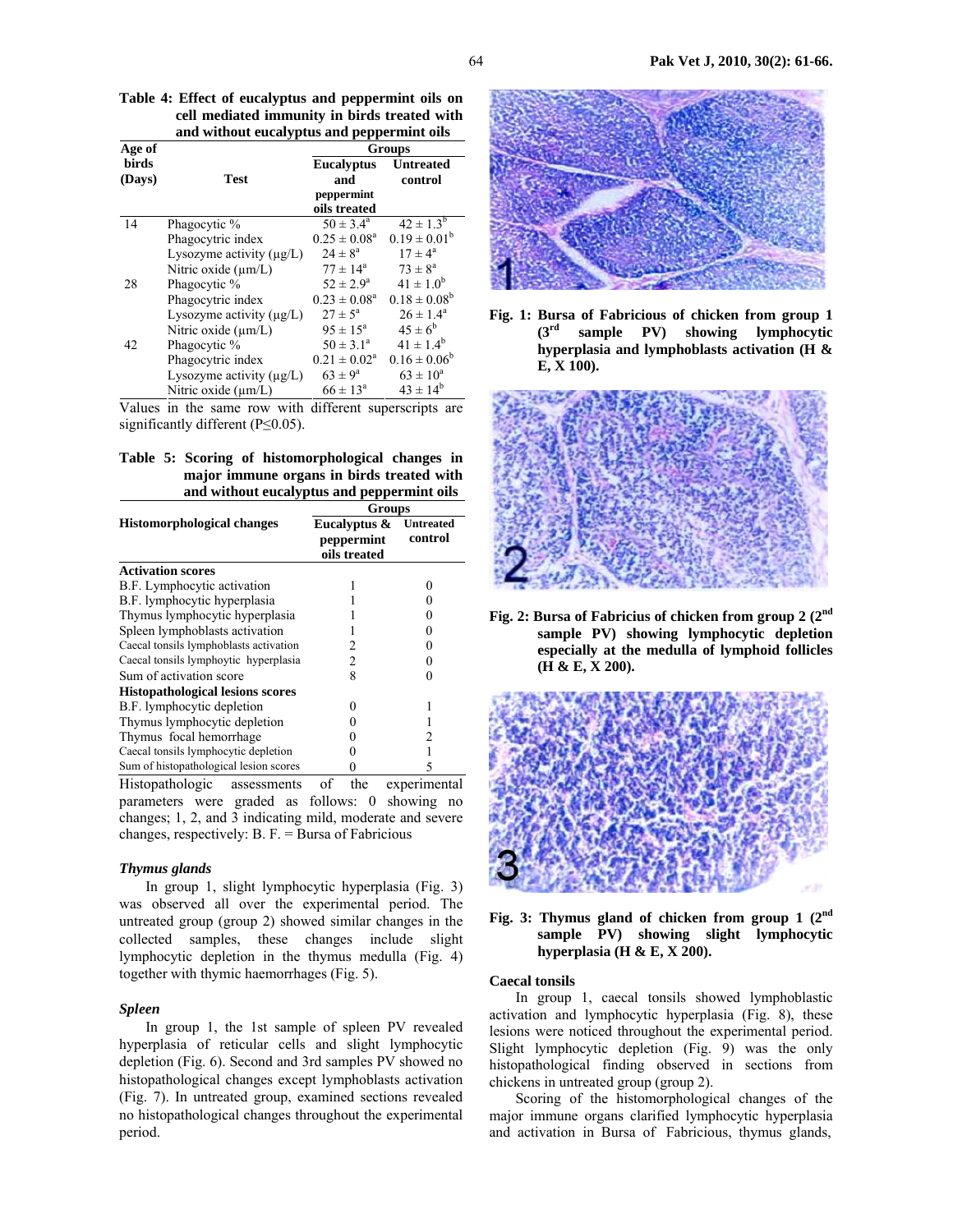**Table 4: Effect of eucalyptus and peppermint oils on cell mediated immunity in birds treated with and without eucalyptus and peppermint oils**

| Age of birds (Days) | Test | Groups | |
|---|---|---|---|
| | | Eucalyptus and peppermint oils treated | Untreated control |
| 14 | Phagocytic % | 50 ± 3.4[a] | 42 ± 1.3[b] |
| | Phagocytric index | 0.25 ± 0.08[a] | 0.19 ± 0.01[b] |
| | Lysozyme activity (µg/L) | 24 ± 8[a] | 17 ± 4[a] |
| | Nitric oxide (µm/L) | 77 ± 14[a] | 73 ± 8[a] |
| 28 | Phagocytic % | 52 ± 2.9[a] | 41 ± 1.0[b] |
| | Phagocytric index | 0.23 ± 0.08[a] | 0.18 ± 0.08[b] |
| | Lysozyme activity (µg/L) | 27 ± 5[a] | 26 ± 1.4[a] |
| | Nitric oxide (µm/L) | 95 ± 15[a] | 45 ± 6[b] |
| 42 | Phagocytic % | 50 ± 3.1[a] | 41 ± 1.4[b] |
| | Phagocytric index | 0.21 ± 0.02[a] | 0.16 ± 0.06[b] |
| | Lysozyme activity (µg/L) | 63 ± 9[a] | 63 ± 10[a] |
| | Nitric oxide (µm/L) | 66 ± 13[a] | 43 ± 14[b] |

Values in the same row with different superscripts are significantly different (P≤0.05).

**Table 5: Scoring of histomorphological changes in major immune organs in birds treated with and without eucalyptus and peppermint oils**

| Histomorphological changes | Groups | |
|---|---|---|
| | Eucalyptus & peppermint oils treated | Untreated control |
| **Activation scores** | | |
| B.F. Lymphocytic activation | 1 | 0 |
| B.F. lymphocytic hyperplasia | 1 | 0 |
| Thymus lymphocytic hyperplasia | 1 | 0 |
| Spleen lymphoblasts activation | 1 | 0 |
| Caecal tonsils lymphoblasts activation | 2 | 0 |
| Caecal tonsils lymphoytic hyperplasia | 2 | 0 |
| Sum of activation score | 8 | 0 |
| **Histopathological lesions scores** | | |
| B.F. lymphocytic depletion | 0 | 1 |
| Thymus lymphocytic depletion | 0 | 1 |
| Thymus focal hemorrhage | 0 | 2 |
| Caecal tonsils lymphocytic depletion | 0 | 1 |
| Sum of histopathological lesion scores | 0 | 5 |

Histopathologic assessments of the experimental parameters were graded as follows: 0 showing no changes; 1, 2, and 3 indicating mild, moderate and severe changes, respectively: B. F. = Bursa of Fabricious

### *Thymus glands*

In group 1, slight lymphocytic hyperplasia (Fig. 3) was observed all over the experimental period. The untreated group (group 2) showed similar changes in the collected samples, these changes include slight lymphocytic depletion in the thymus medulla (Fig. 4) together with thymic haemorrhages (Fig. 5).

### *Spleen*

In group 1, the 1st sample of spleen PV revealed hyperplasia of reticular cells and slight lymphocytic depletion (Fig. 6). Second and 3rd samples PV showed no histopathological changes except lymphoblasts activation (Fig. 7). In untreated group, examined sections revealed no histopathological changes throughout the experimental period.

**Fig. 1: Bursa of Fabricious of chicken from group 1 (3rd sample PV) showing lymphocytic hyperplasia and lymphoblasts activation (H & E, X 100).**

**Fig. 2: Bursa of Fabricius of chicken from group 2 (2nd sample PV) showing lymphocytic depletion especially at the medulla of lymphoid follicles (H & E, X 200).**

**Fig. 3: Thymus gland of chicken from group 1 (2nd sample PV) showing slight lymphocytic hyperplasia (H & E, X 200).**

### Caecal tonsils

In group 1, caecal tonsils showed lymphoblastic activation and lymphocytic hyperplasia (Fig. 8), these lesions were noticed throughout the experimental period. Slight lymphocytic depletion (Fig. 9) was the only histopathological finding observed in sections from chickens in untreated group (group 2).

Scoring of the histomorphological changes of the major immune organs clarified lymphocytic hyperplasia and activation in Bursa of Fabricious, thymus glands,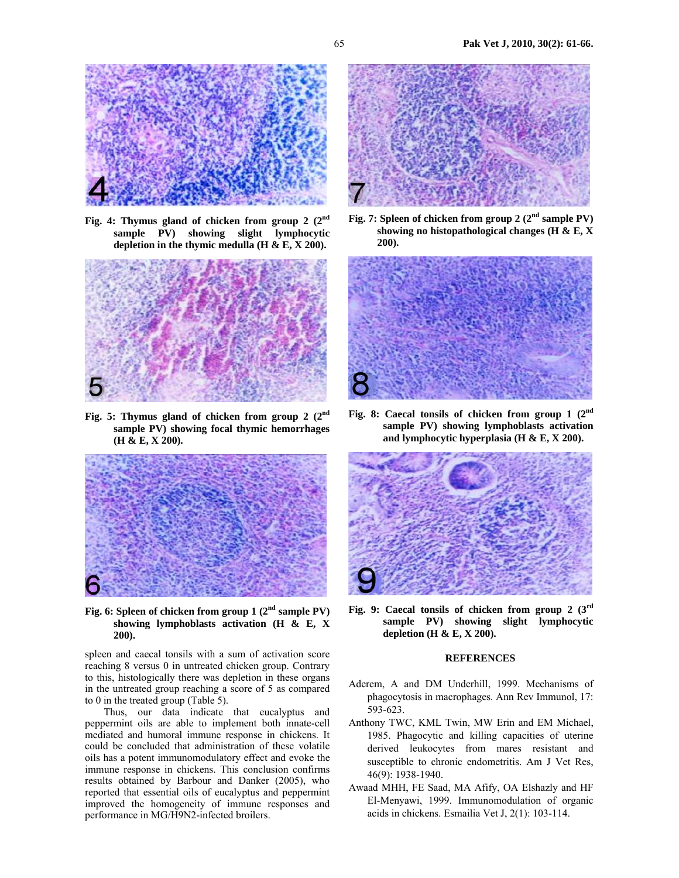Fig. 4: Thymus gland of chicken from group 2 (2nd sample PV) showing slight lymphocytic depletion in the thymic medulla (H & E, X 200).

Fig. 5: Thymus gland of chicken from group 2 (2nd sample PV) showing focal thymic hemorrhages (H & E, X 200).

Fig. 6: Spleen of chicken from group 1 (2nd sample PV) showing lymphoblasts activation (H & E, X 200).

Fig. 7: Spleen of chicken from group 2 (2nd sample PV) showing no histopathological changes (H & E, X 200).

Fig. 8: Caecal tonsils of chicken from group 1 (2nd sample PV) showing lymphoblasts activation and lymphocytic hyperplasia (H & E, X 200).

Fig. 9: Caecal tonsils of chicken from group 2 (3rd sample PV) showing slight lymphocytic depletion (H & E, X 200).

spleen and caecal tonsils with a sum of activation score reaching 8 versus 0 in untreated chicken group. Contrary to this, histologically there was depletion in these organs in the untreated group reaching a score of 5 as compared to 0 in the treated group (Table 5).

Thus, our data indicate that eucalyptus and peppermint oils are able to implement both innate-cell mediated and humoral immune response in chickens. It could be concluded that administration of these volatile oils has a potent immunomodulatory effect and evoke the immune response in chickens. This conclusion confirms results obtained by Barbour and Danker (2005), who reported that essential oils of eucalyptus and peppermint improved the homogeneity of immune responses and performance in MG/H9N2-infected broilers.

## REFERENCES

Aderem, A and DM Underhill, 1999. Mechanisms of phagocytosis in macrophages. Ann Rev Immunol, 17: 593-623.

Anthony TWC, KML Twin, MW Erin and EM Michael, 1985. Phagocytic and killing capacities of uterine derived leukocytes from mares resistant and susceptible to chronic endometritis. Am J Vet Res, 46(9): 1938-1940.

Awaad MHH, FE Saad, MA Afify, OA Elshazly and HF El-Menyawi, 1999. Immunomodulation of organic acids in chickens. Esmailia Vet J, 2(1): 103-114.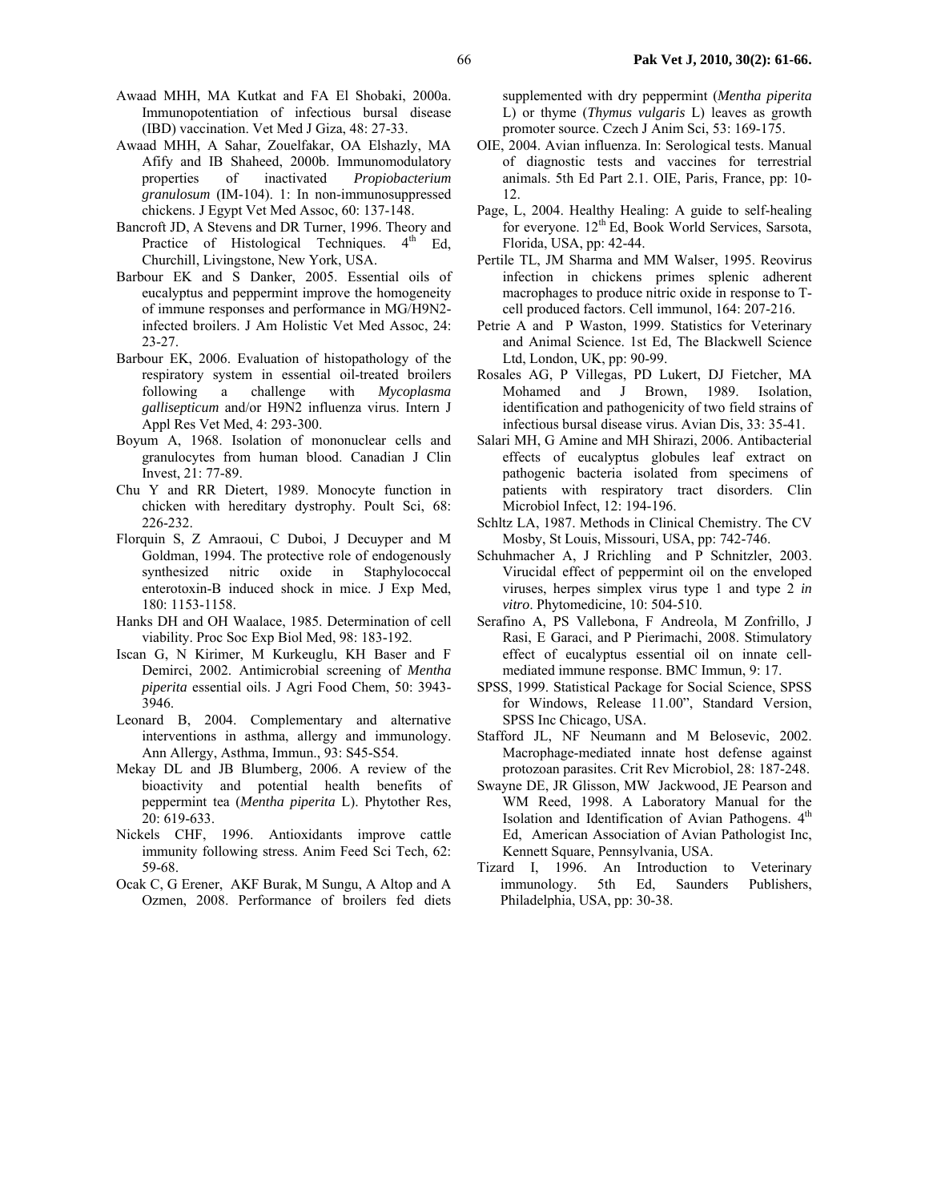Awaad MHH, MA Kutkat and FA El Shobaki, 2000a. Immunopotentiation of infectious bursal disease (IBD) vaccination. Vet Med J Giza, 48: 27-33.

Awaad MHH, A Sahar, Zouelfakar, OA Elshazly, MA Afify and IB Shaheed, 2000b. Immunomodulatory properties of inactivated *Propiobacterium granulosum* (IM-104). 1: In non-immunosuppressed chickens. J Egypt Vet Med Assoc, 60: 137-148.

Bancroft JD, A Stevens and DR Turner, 1996. Theory and Practice of Histological Techniques. 4th Ed, Churchill, Livingstone, New York, USA.

Barbour EK and S Danker, 2005. Essential oils of eucalyptus and peppermint improve the homogeneity of immune responses and performance in MG/H9N2-infected broilers. J Am Holistic Vet Med Assoc, 24: 23-27.

Barbour EK, 2006. Evaluation of histopathology of the respiratory system in essential oil-treated broilers following a challenge with *Mycoplasma gallisepticum* and/or H9N2 influenza virus. Intern J Appl Res Vet Med, 4: 293-300.

Boyum A, 1968. Isolation of mononuclear cells and granulocytes from human blood. Canadian J Clin Invest, 21: 77-89.

Chu Y and RR Dietert, 1989. Monocyte function in chicken with hereditary dystrophy. Poult Sci, 68: 226-232.

Florquin S, Z Amraoui, C Duboi, J Decuyper and M Goldman, 1994. The protective role of endogenously synthesized nitric oxide in Staphylococcal enterotoxin-B induced shock in mice. J Exp Med, 180: 1153-1158.

Hanks DH and OH Waalace, 1985. Determination of cell viability. Proc Soc Exp Biol Med, 98: 183-192.

Iscan G, N Kirimer, M Kurkeuglu, KH Baser and F Demirci, 2002. Antimicrobial screening of *Mentha piperita* essential oils. J Agri Food Chem, 50: 3943-3946.

Leonard B, 2004. Complementary and alternative interventions in asthma, allergy and immunology. Ann Allergy, Asthma, Immun., 93: S45-S54.

Mekay DL and JB Blumberg, 2006. A review of the bioactivity and potential health benefits of peppermint tea (*Mentha piperita* L). Phytother Res, 20: 619-633.

Nickels CHF, 1996. Antioxidants improve cattle immunity following stress. Anim Feed Sci Tech, 62: 59-68.

Ocak C, G Erener, AKF Burak, M Sungu, A Altop and A Ozmen, 2008. Performance of broilers fed diets supplemented with dry peppermint (*Mentha piperita* L) or thyme (*Thymus vulgaris* L) leaves as growth promoter source. Czech J Anim Sci, 53: 169-175.

OIE, 2004. Avian influenza. In: Serological tests. Manual of diagnostic tests and vaccines for terrestrial animals. 5th Ed Part 2.1. OIE, Paris, France, pp: 10-12.

Page, L, 2004. Healthy Healing: A guide to self-healing for everyone. 12th Ed, Book World Services, Sarsota, Florida, USA, pp: 42-44.

Pertile TL, JM Sharma and MM Walser, 1995. Reovirus infection in chickens primes splenic adherent macrophages to produce nitric oxide in response to T-cell produced factors. Cell immunol, 164: 207-216.

Petrie A and P Waston, 1999. Statistics for Veterinary and Animal Science. 1st Ed, The Blackwell Science Ltd, London, UK, pp: 90-99.

Rosales AG, P Villegas, PD Lukert, DJ Fietcher, MA Mohamed and J Brown, 1989. Isolation, identification and pathogenicity of two field strains of infectious bursal disease virus. Avian Dis, 33: 35-41.

Salari MH, G Amine and MH Shirazi, 2006. Antibacterial effects of eucalyptus globules leaf extract on pathogenic bacteria isolated from specimens of patients with respiratory tract disorders. Clin Microbiol Infect, 12: 194-196.

Schltz LA, 1987. Methods in Clinical Chemistry. The CV Mosby, St Louis, Missouri, USA, pp: 742-746.

Schuhmacher A, J Rrichling and P Schnitzler, 2003. Virucidal effect of peppermint oil on the enveloped viruses, herpes simplex virus type 1 and type 2 *in vitro*. Phytomedicine, 10: 504-510.

Serafino A, PS Vallebona, F Andreola, M Zonfrillo, J Rasi, E Garaci, and P Pierimachi, 2008. Stimulatory effect of eucalyptus essential oil on innate cell-mediated immune response. BMC Immun, 9: 17.

SPSS, 1999. Statistical Package for Social Science, SPSS for Windows, Release 11.00", Standard Version, SPSS Inc Chicago, USA.

Stafford JL, NF Neumann and M Belosevic, 2002. Macrophage-mediated innate host defense against protozoan parasites. Crit Rev Microbiol, 28: 187-248.

Swayne DE, JR Glisson, MW Jackwood, JE Pearson and WM Reed, 1998. A Laboratory Manual for the Isolation and Identification of Avian Pathogens. 4th Ed, American Association of Avian Pathologist Inc, Kennett Square, Pennsylvania, USA.

Tizard I, 1996. An Introduction to Veterinary immunology. 5th Ed, Saunders Publishers, Philadelphia, USA, pp: 30-38.